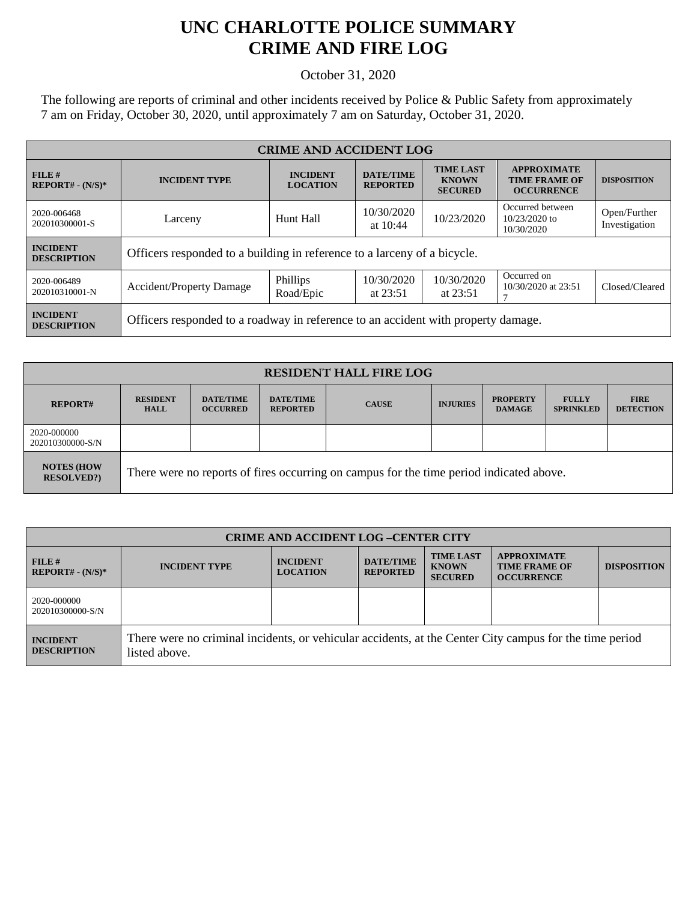# UNC CHARLOTTE POLICE SUMMARY
# CRIME AND FIRE LOG

October 31, 2020

The following are reports of criminal and other incidents received by Police & Public Safety from approximately 7 am on Friday, October 30, 2020, until approximately 7 am on Saturday, October 31, 2020.

| CRIME AND ACCIDENT LOG | | | | | | |
|---|---|---|---|---|---|---|
| **FILE # REPORT# - (N/S)*** | **INCIDENT TYPE** | **INCIDENT LOCATION** | **DATE/TIME REPORTED** | **TIME LAST KNOWN SECURED** | **APPROXIMATE TIME FRAME OF OCCURRENCE** | **DISPOSITION** |
| 2020-006468 202010300001-S | Larceny | Hunt Hall | 10/30/2020 at 10:44 | 10/23/2020 | Occurred between 10/23/2020 to 10/30/2020 | Open/Further Investigation |
| **INCIDENT DESCRIPTION** | Officers responded to a building in reference to a larceny of a bicycle. | | | | | |
| 2020-006489 202010310001-N | Accident/Property Damage | Phillips Road/Epic | 10/30/2020 at 23:51 | 10/30/2020 at 23:51 | Occurred on 10/30/2020 at 23:51 7 | Closed/Cleared |
| **INCIDENT DESCRIPTION** | Officers responded to a roadway in reference to an accident with property damage. | | | | | |

| RESIDENT HALL FIRE LOG | | | | | | | | |
|---|---|---|---|---|---|---|---|---|
| **REPORT#** | **RESIDENT HALL** | **DATE/TIME OCCURRED** | **DATE/TIME REPORTED** | **CAUSE** | **INJURIES** | **PROPERTY DAMAGE** | **FULLY SPRINKLED** | **FIRE DETECTION** |
| 2020-000000 202010300000-S/N | | | | | | | | |
| **NOTES (HOW RESOLVED?)** | There were no reports of fires occurring on campus for the time period indicated above. | | | | | | | |

| CRIME AND ACCIDENT LOG –CENTER CITY | | | | | | |
|---|---|---|---|---|---|---|
| **FILE # REPORT# - (N/S)*** | **INCIDENT TYPE** | **INCIDENT LOCATION** | **DATE/TIME REPORTED** | **TIME LAST KNOWN SECURED** | **APPROXIMATE TIME FRAME OF OCCURRENCE** | **DISPOSITION** |
| 2020-000000 202010300000-S/N | | | | | | |
| **INCIDENT DESCRIPTION** | There were no criminal incidents, or vehicular accidents, at the Center City campus for the time period listed above. | | | | | |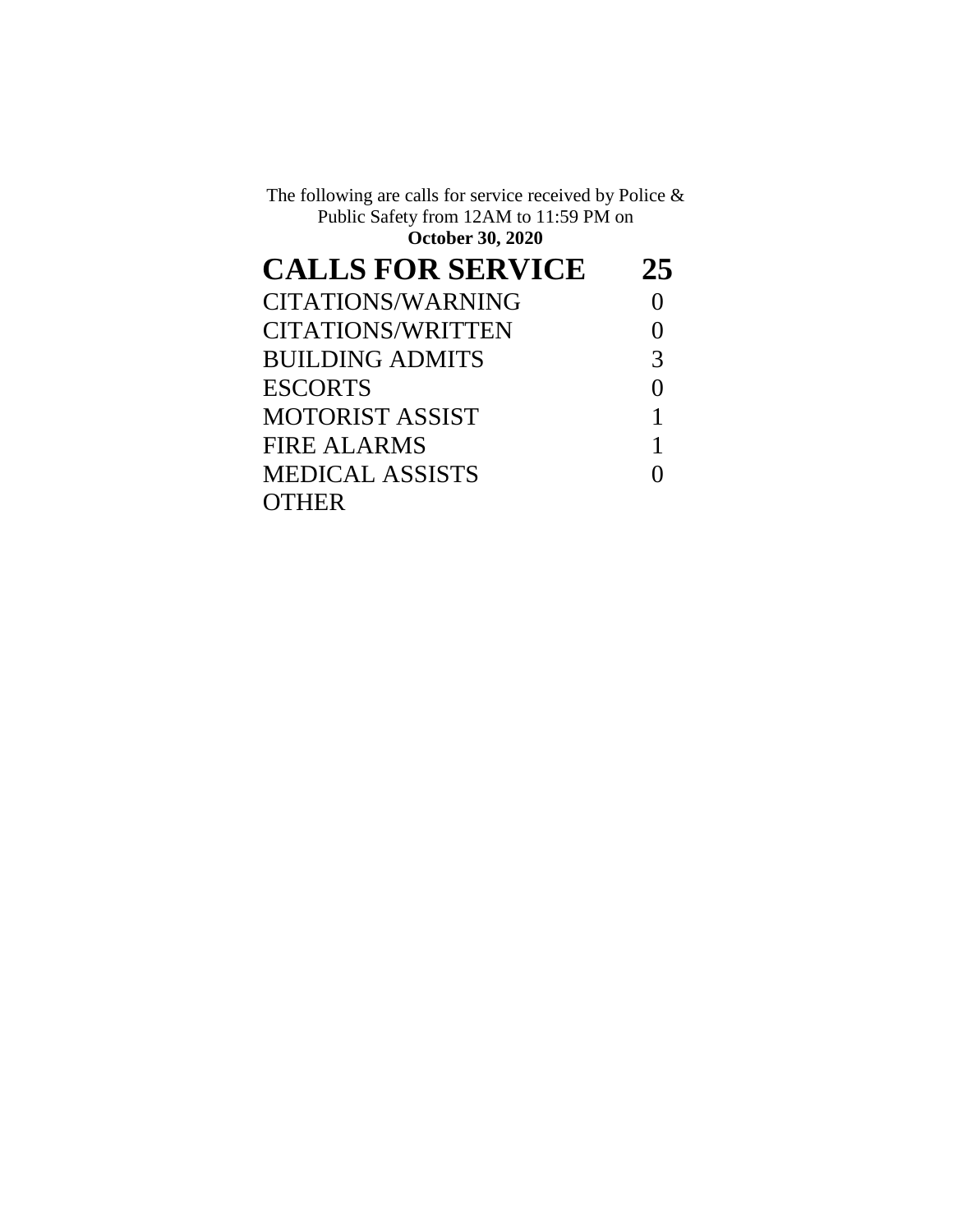The following are calls for service received by Police & Public Safety from 12AM to 11:59 PM on

**October 30, 2020**

| | |
|---|---|
| **CALLS FOR SERVICE** | **25** |
| CITATIONS/WARNING | 0 |
| CITATIONS/WRITTEN | 0 |
| BUILDING ADMITS | 3 |
| ESCORTS | 0 |
| MOTORIST ASSIST | 1 |
| FIRE ALARMS | 1 |
| MEDICAL ASSISTS | 0 |
| OTHER | |